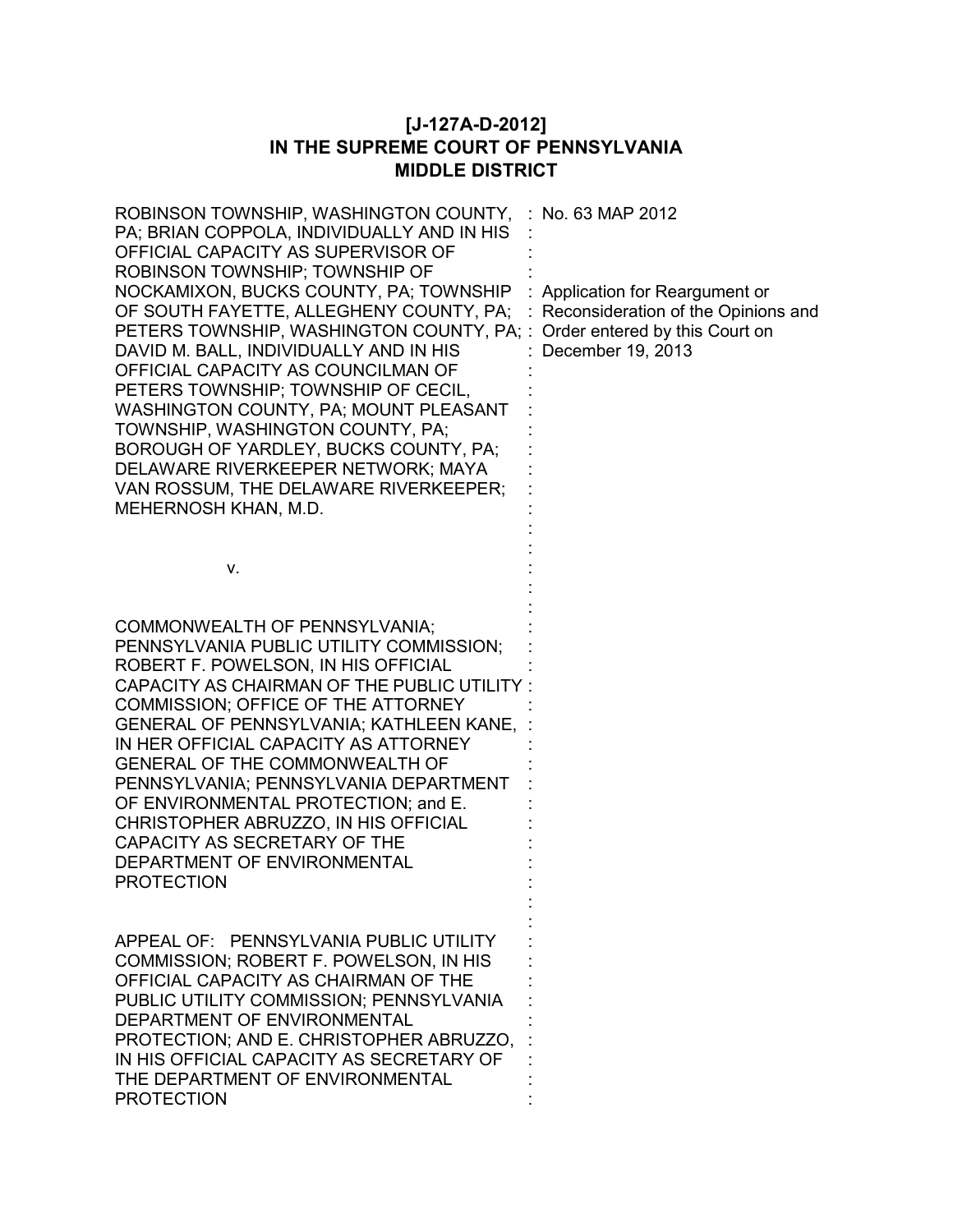**[J-127A-D-2012]**
**IN THE SUPREME COURT OF PENNSYLVANIA**
**MIDDLE DISTRICT**

ROBINSON TOWNSHIP, WASHINGTON COUNTY, PA; BRIAN COPPOLA, INDIVIDUALLY AND IN HIS OFFICIAL CAPACITY AS SUPERVISOR OF ROBINSON TOWNSHIP; TOWNSHIP OF NOCKAMIXON, BUCKS COUNTY, PA; TOWNSHIP OF SOUTH FAYETTE, ALLEGHENY COUNTY, PA; PETERS TOWNSHIP, WASHINGTON COUNTY, PA; DAVID M. BALL, INDIVIDUALLY AND IN HIS OFFICIAL CAPACITY AS COUNCILMAN OF PETERS TOWNSHIP; TOWNSHIP OF CECIL, WASHINGTON COUNTY, PA; MOUNT PLEASANT TOWNSHIP, WASHINGTON COUNTY, PA; BOROUGH OF YARDLEY, BUCKS COUNTY, PA; DELAWARE RIVERKEEPER NETWORK; MAYA VAN ROSSUM, THE DELAWARE RIVERKEEPER; MEHERNOSH KHAN, M.D.

v.

COMMONWEALTH OF PENNSYLVANIA; PENNSYLVANIA PUBLIC UTILITY COMMISSION; ROBERT F. POWELSON, IN HIS OFFICIAL CAPACITY AS CHAIRMAN OF THE PUBLIC UTILITY COMMISSION; OFFICE OF THE ATTORNEY GENERAL OF PENNSYLVANIA; KATHLEEN KANE, IN HER OFFICIAL CAPACITY AS ATTORNEY GENERAL OF THE COMMONWEALTH OF PENNSYLVANIA; PENNSYLVANIA DEPARTMENT OF ENVIRONMENTAL PROTECTION; and E. CHRISTOPHER ABRUZZO, IN HIS OFFICIAL CAPACITY AS SECRETARY OF THE DEPARTMENT OF ENVIRONMENTAL PROTECTION

APPEAL OF: PENNSYLVANIA PUBLIC UTILITY COMMISSION; ROBERT F. POWELSON, IN HIS OFFICIAL CAPACITY AS CHAIRMAN OF THE PUBLIC UTILITY COMMISSION; PENNSYLVANIA DEPARTMENT OF ENVIRONMENTAL PROTECTION; AND E. CHRISTOPHER ABRUZZO, IN HIS OFFICIAL CAPACITY AS SECRETARY OF THE DEPARTMENT OF ENVIRONMENTAL PROTECTION

No. 63 MAP 2012

Application for Reargument or Reconsideration of the Opinions and Order entered by this Court on December 19, 2013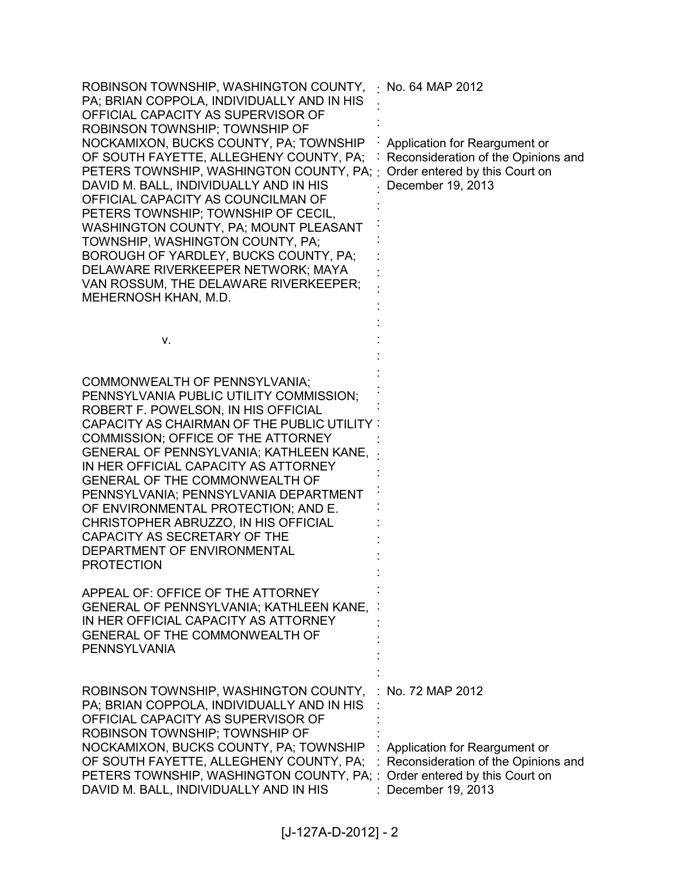ROBINSON TOWNSHIP, WASHINGTON COUNTY, PA; BRIAN COPPOLA, INDIVIDUALLY AND IN HIS OFFICIAL CAPACITY AS SUPERVISOR OF ROBINSON TOWNSHIP; TOWNSHIP OF NOCKAMIXON, BUCKS COUNTY, PA; TOWNSHIP OF SOUTH FAYETTE, ALLEGHENY COUNTY, PA; PETERS TOWNSHIP, WASHINGTON COUNTY, PA; DAVID M. BALL, INDIVIDUALLY AND IN HIS OFFICIAL CAPACITY AS COUNCILMAN OF PETERS TOWNSHIP; TOWNSHIP OF CECIL, WASHINGTON COUNTY, PA; MOUNT PLEASANT TOWNSHIP, WASHINGTON COUNTY, PA; BOROUGH OF YARDLEY, BUCKS COUNTY, PA; DELAWARE RIVERKEEPER NETWORK; MAYA VAN ROSSUM, THE DELAWARE RIVERKEEPER; MEHERNOSH KHAN, M.D.

v.

COMMONWEALTH OF PENNSYLVANIA; PENNSYLVANIA PUBLIC UTILITY COMMISSION; ROBERT F. POWELSON, IN HIS OFFICIAL CAPACITY AS CHAIRMAN OF THE PUBLIC UTILITY COMMISSION; OFFICE OF THE ATTORNEY GENERAL OF PENNSYLVANIA; KATHLEEN KANE, IN HER OFFICIAL CAPACITY AS ATTORNEY GENERAL OF THE COMMONWEALTH OF PENNSYLVANIA; PENNSYLVANIA DEPARTMENT OF ENVIRONMENTAL PROTECTION; AND E. CHRISTOPHER ABRUZZO, IN HIS OFFICIAL CAPACITY AS SECRETARY OF THE DEPARTMENT OF ENVIRONMENTAL PROTECTION

APPEAL OF: OFFICE OF THE ATTORNEY GENERAL OF PENNSYLVANIA; KATHLEEN KANE, IN HER OFFICIAL CAPACITY AS ATTORNEY GENERAL OF THE COMMONWEALTH OF PENNSYLVANIA

No. 64 MAP 2012

Application for Reargument or Reconsideration of the Opinions and Order entered by this Court on December 19, 2013

---

ROBINSON TOWNSHIP, WASHINGTON COUNTY, PA; BRIAN COPPOLA, INDIVIDUALLY AND IN HIS OFFICIAL CAPACITY AS SUPERVISOR OF ROBINSON TOWNSHIP; TOWNSHIP OF NOCKAMIXON, BUCKS COUNTY, PA; TOWNSHIP OF SOUTH FAYETTE, ALLEGHENY COUNTY, PA; PETERS TOWNSHIP, WASHINGTON COUNTY, PA; DAVID M. BALL, INDIVIDUALLY AND IN HIS

No. 72 MAP 2012

Application for Reargument or Reconsideration of the Opinions and Order entered by this Court on December 19, 2013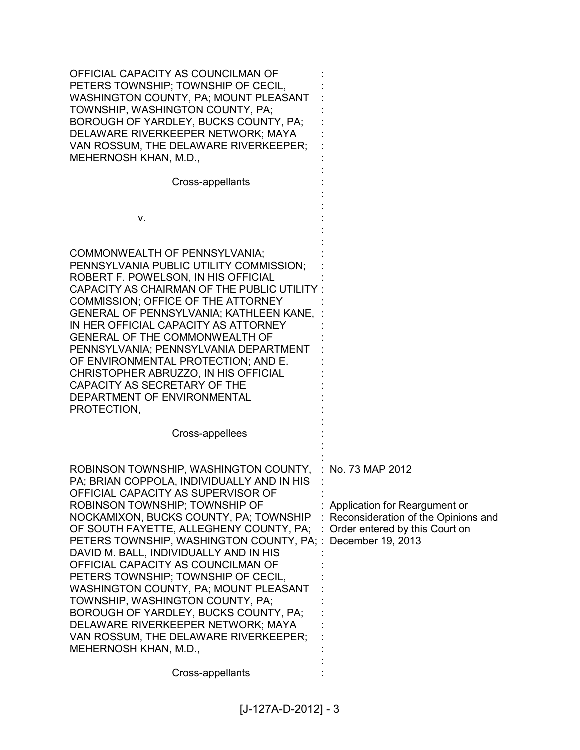OFFICIAL CAPACITY AS COUNCILMAN OF PETERS TOWNSHIP; TOWNSHIP OF CECIL, WASHINGTON COUNTY, PA; MOUNT PLEASANT TOWNSHIP, WASHINGTON COUNTY, PA; BOROUGH OF YARDLEY, BUCKS COUNTY, PA; DELAWARE RIVERKEEPER NETWORK; MAYA VAN ROSSUM, THE DELAWARE RIVERKEEPER; MEHERNOSH KHAN, M.D.,

Cross-appellants

v.

COMMONWEALTH OF PENNSYLVANIA; PENNSYLVANIA PUBLIC UTILITY COMMISSION; ROBERT F. POWELSON, IN HIS OFFICIAL CAPACITY AS CHAIRMAN OF THE PUBLIC UTILITY COMMISSION; OFFICE OF THE ATTORNEY GENERAL OF PENNSYLVANIA; KATHLEEN KANE, IN HER OFFICIAL CAPACITY AS ATTORNEY GENERAL OF THE COMMONWEALTH OF PENNSYLVANIA; PENNSYLVANIA DEPARTMENT OF ENVIRONMENTAL PROTECTION; AND E. CHRISTOPHER ABRUZZO, IN HIS OFFICIAL CAPACITY AS SECRETARY OF THE DEPARTMENT OF ENVIRONMENTAL PROTECTION,

Cross-appellees

ROBINSON TOWNSHIP, WASHINGTON COUNTY, PA; BRIAN COPPOLA, INDIVIDUALLY AND IN HIS OFFICIAL CAPACITY AS SUPERVISOR OF ROBINSON TOWNSHIP; TOWNSHIP OF NOCKAMIXON, BUCKS COUNTY, PA; TOWNSHIP OF SOUTH FAYETTE, ALLEGHENY COUNTY, PA; PETERS TOWNSHIP, WASHINGTON COUNTY, PA; DAVID M. BALL, INDIVIDUALLY AND IN HIS OFFICIAL CAPACITY AS COUNCILMAN OF PETERS TOWNSHIP; TOWNSHIP OF CECIL, WASHINGTON COUNTY, PA; MOUNT PLEASANT TOWNSHIP, WASHINGTON COUNTY, PA; BOROUGH OF YARDLEY, BUCKS COUNTY, PA; DELAWARE RIVERKEEPER NETWORK; MAYA VAN ROSSUM, THE DELAWARE RIVERKEEPER; MEHERNOSH KHAN, M.D.,

Cross-appellants

No. 73 MAP 2012

Application for Reargument or Reconsideration of the Opinions and Order entered by this Court on December 19, 2013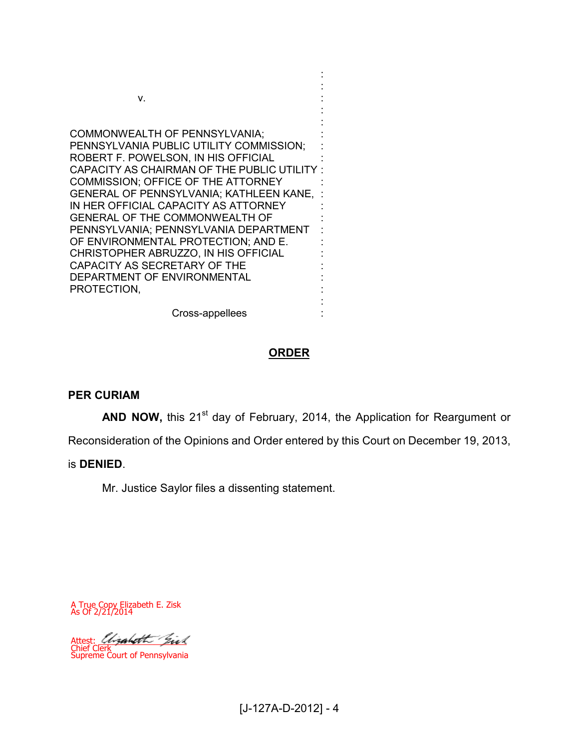v.

COMMONWEALTH OF PENNSYLVANIA; PENNSYLVANIA PUBLIC UTILITY COMMISSION; ROBERT F. POWELSON, IN HIS OFFICIAL CAPACITY AS CHAIRMAN OF THE PUBLIC UTILITY COMMISSION; OFFICE OF THE ATTORNEY GENERAL OF PENNSYLVANIA; KATHLEEN KANE, IN HER OFFICIAL CAPACITY AS ATTORNEY GENERAL OF THE COMMONWEALTH OF PENNSYLVANIA; PENNSYLVANIA DEPARTMENT OF ENVIRONMENTAL PROTECTION; AND E. CHRISTOPHER ABRUZZO, IN HIS OFFICIAL CAPACITY AS SECRETARY OF THE DEPARTMENT OF ENVIRONMENTAL PROTECTION,

Cross-appellees

## ORDER

**PER CURIAM**

**AND NOW,** this 21st day of February, 2014, the Application for Reargument or Reconsideration of the Opinions and Order entered by this Court on December 19, 2013, is **DENIED**.

Mr. Justice Saylor files a dissenting statement.

A True Copy Elizabeth E. Zisk
As Of 2/21/2014

Attest: [signature]
Chief Clerk
Supreme Court of Pennsylvania